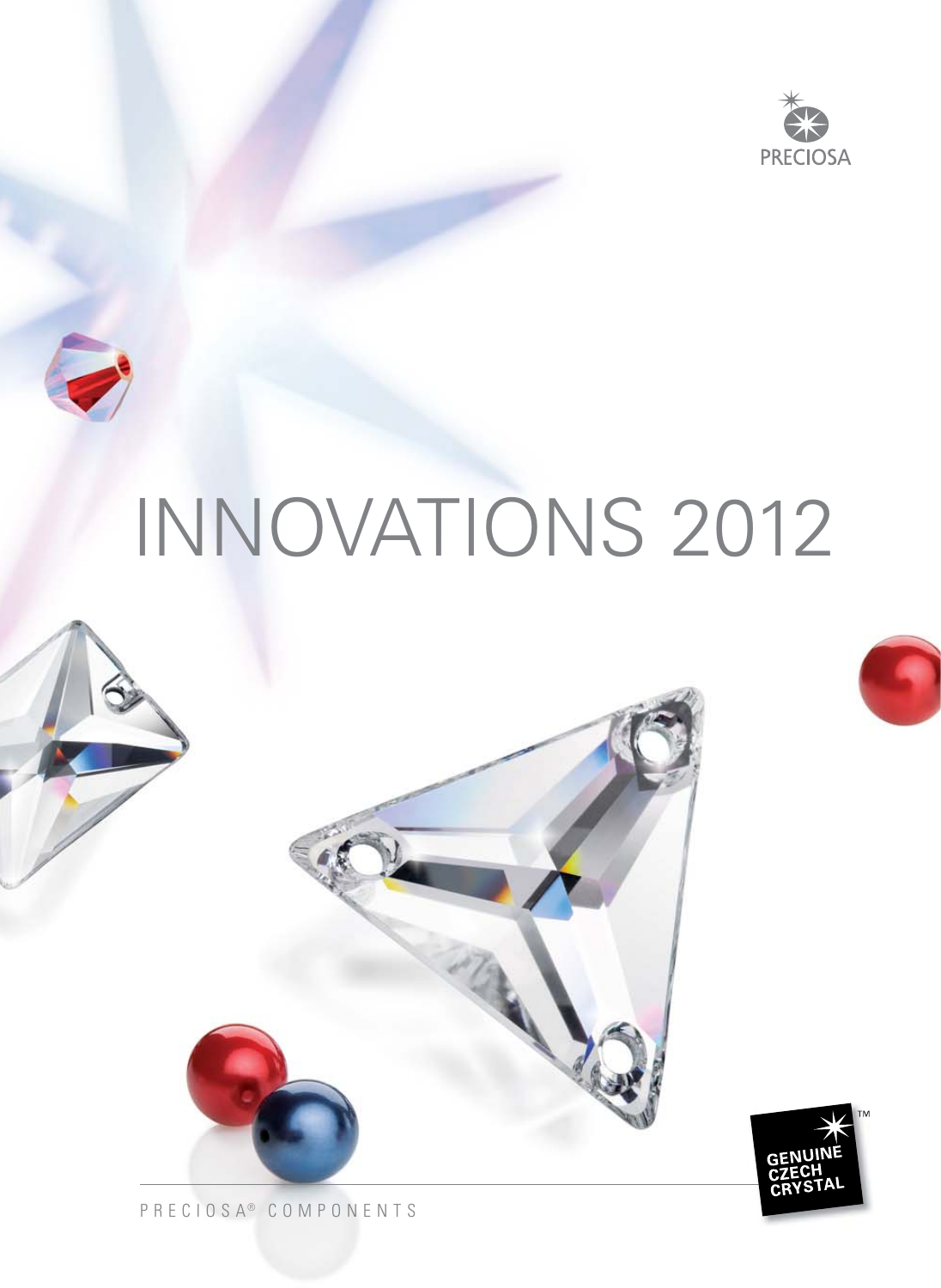PRECIOSA

# INNOVATIONS 2012

GENUINE CZECH CRYSTAL™

PRECIOSA® COMPONENTS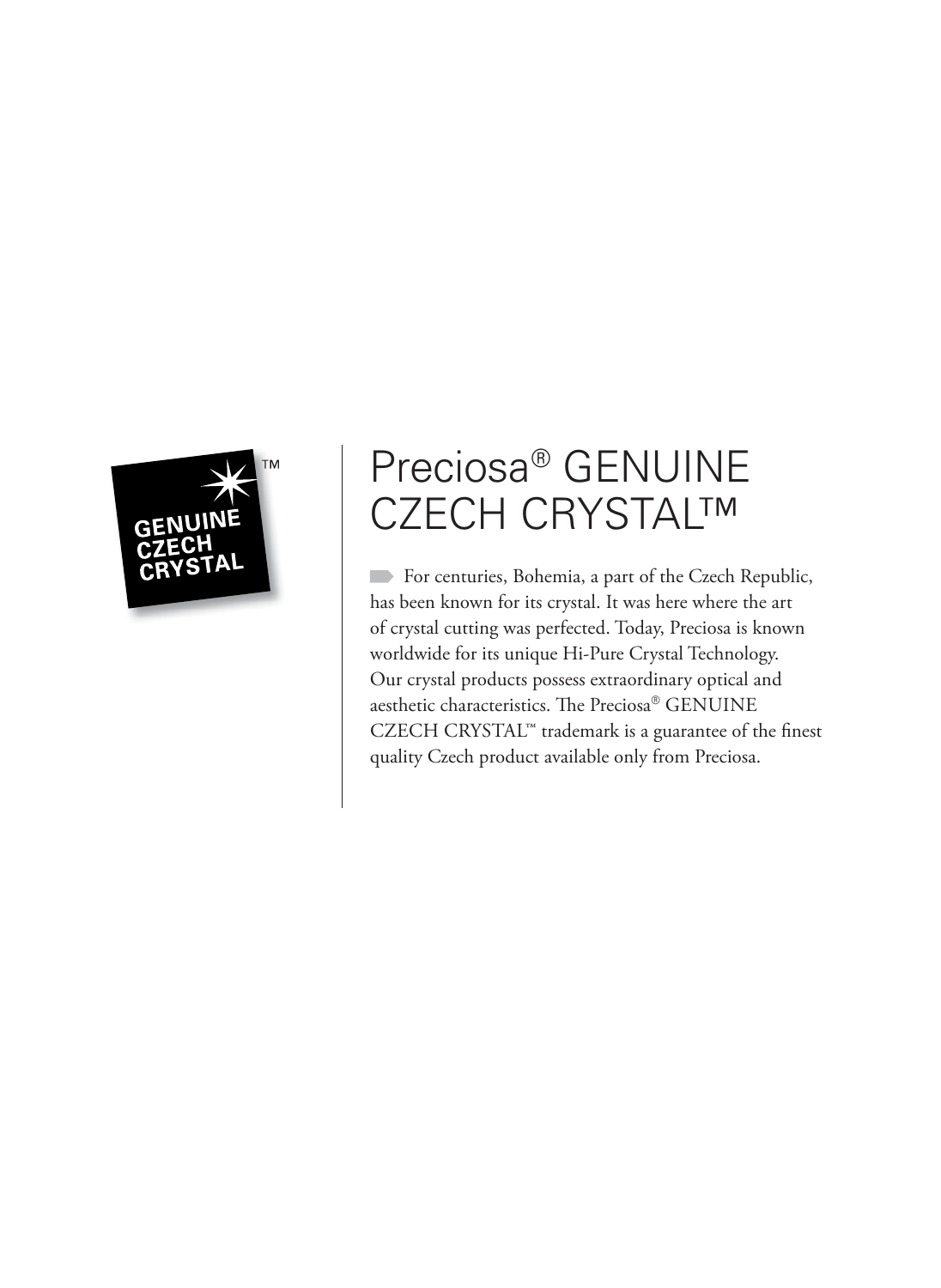# Preciosa® GENUINE CZECH CRYSTAL™

For centuries, Bohemia, a part of the Czech Republic, has been known for its crystal. It was here where the art of crystal cutting was perfected. Today, Preciosa is known worldwide for its unique Hi-Pure Crystal Technology. Our crystal products possess extraordinary optical and aesthetic characteristics. The Preciosa® GENUINE CZECH CRYSTAL™ trademark is a guarantee of the finest quality Czech product available only from Preciosa.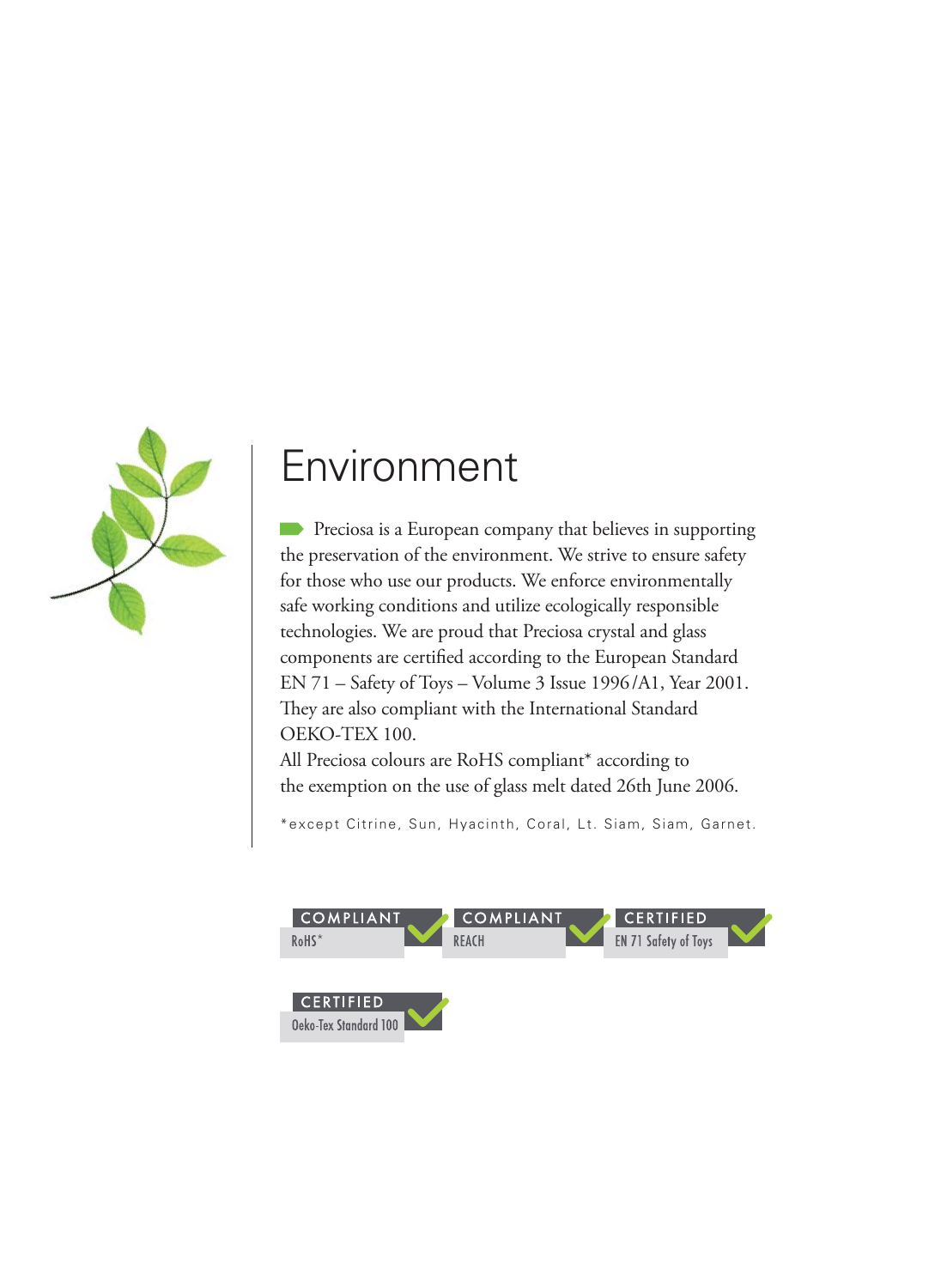# Environment

Preciosa is a European company that believes in supporting the preservation of the environment. We strive to ensure safety for those who use our products. We enforce environmentally safe working conditions and utilize ecologically responsible technologies. We are proud that Preciosa crystal and glass components are certified according to the European Standard EN 71 – Safety of Toys – Volume 3 Issue 1996/A1, Year 2001. They are also compliant with the International Standard OEKO-TEX 100.

All Preciosa colours are RoHS compliant* according to the exemption on the use of glass melt dated 26th June 2006.

*except Citrine, Sun, Hyacinth, Coral, Lt. Siam, Siam, Garnet.

COMPLIANT RoHS*

COMPLIANT REACH

CERTIFIED EN 71 Safety of Toys

CERTIFIED Oeko-Tex Standard 100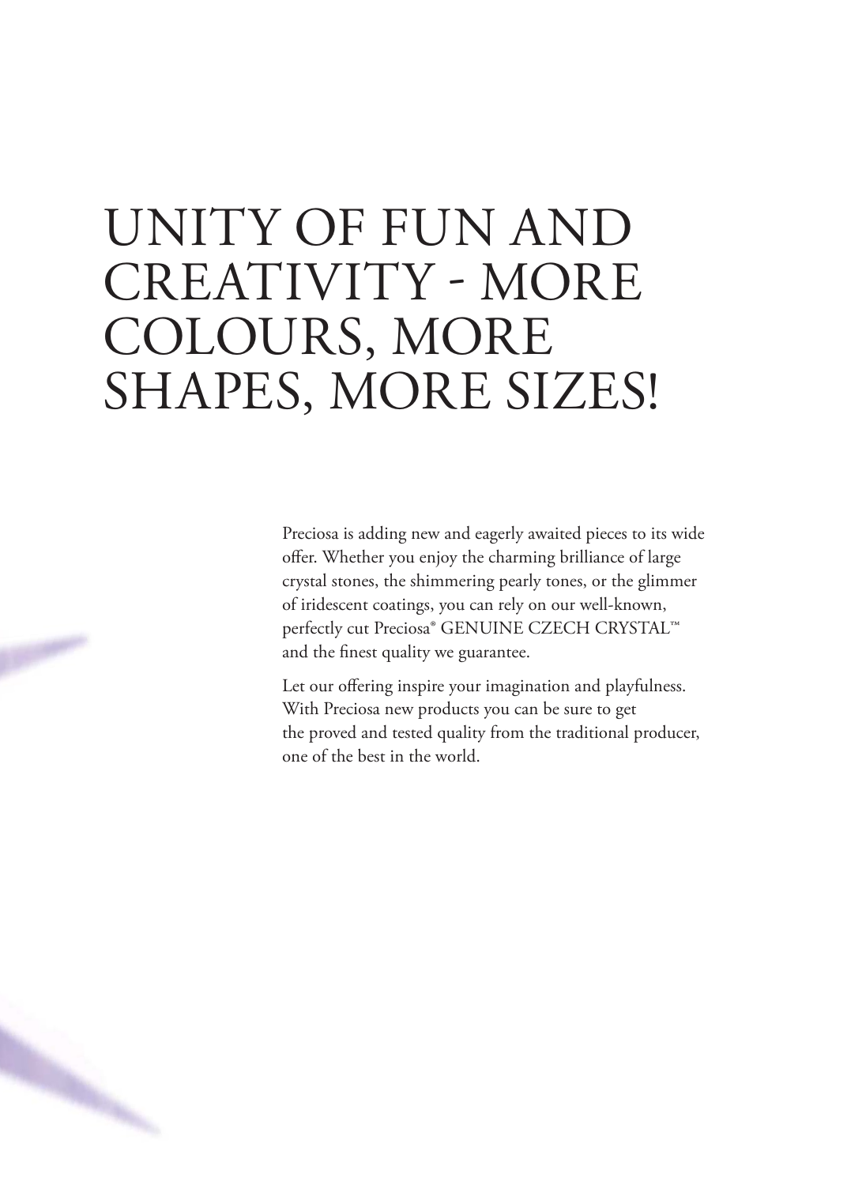# UNITY OF FUN AND CREATIVITY - MORE COLOURS, MORE SHAPES, MORE SIZES!

Preciosa is adding new and eagerly awaited pieces to its wide offer. Whether you enjoy the charming brilliance of large crystal stones, the shimmering pearly tones, or the glimmer of iridescent coatings, you can rely on our well-known, perfectly cut Preciosa® GENUINE CZECH CRYSTAL™ and the finest quality we guarantee.

Let our offering inspire your imagination and playfulness. With Preciosa new products you can be sure to get the proved and tested quality from the traditional producer, one of the best in the world.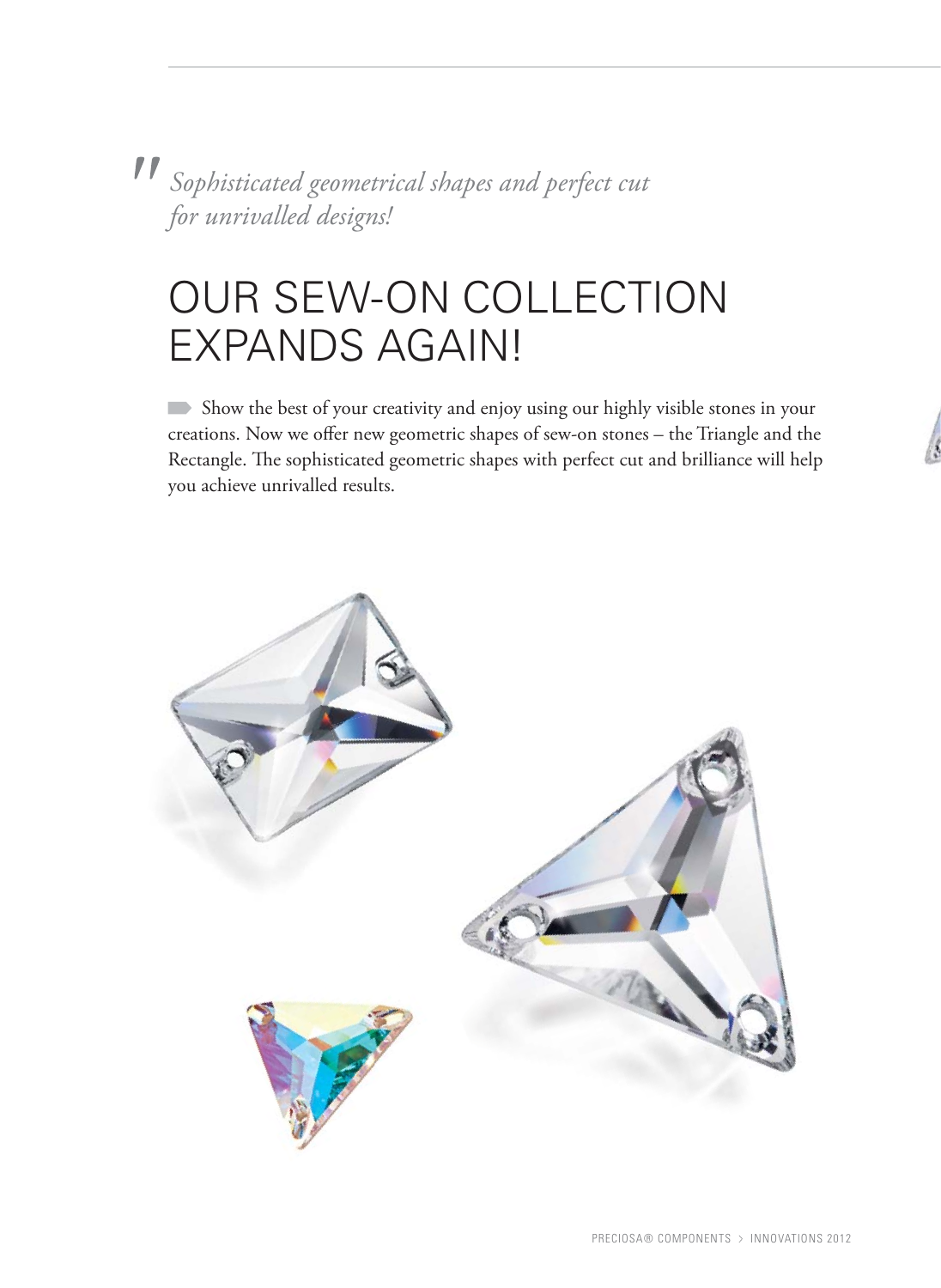*"Sophisticated geometrical shapes and perfect cut for unrivalled designs!*

# OUR SEW-ON COLLECTION EXPANDS AGAIN!

Show the best of your creativity and enjoy using our highly visible stones in your creations. Now we offer new geometric shapes of sew-on stones – the Triangle and the Rectangle. The sophisticated geometric shapes with perfect cut and brilliance will help you achieve unrivalled results.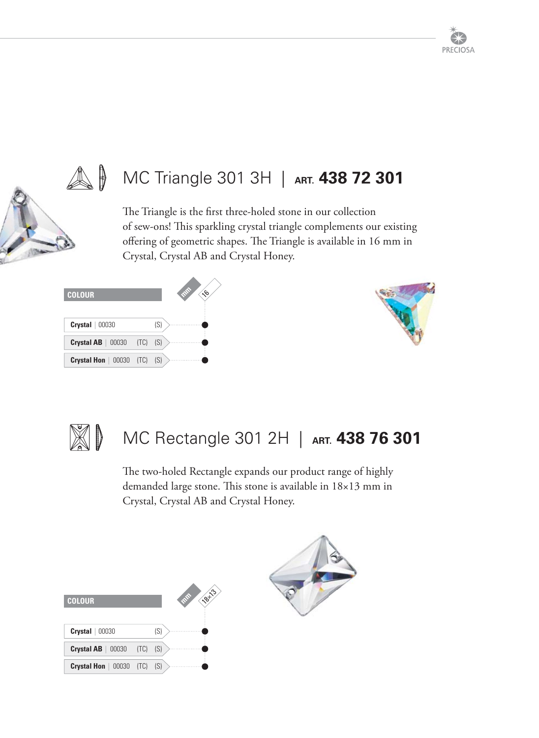## MC Triangle 301 3H | ART. **438 72 301**

The Triangle is the first three-holed stone in our collection of sew-ons! This sparkling crystal triangle complements our existing offering of geometric shapes. The Triangle is available in 16 mm in Crystal, Crystal AB and Crystal Honey.

| COLOUR | mm 16 |
| --- | --- |
| **Crystal** \| 00030 (S) | ● |
| **Crystal AB** \| 00030 (TC) (S) | ● |
| **Crystal Hon** \| 00030 (TC) (S) | ● |

## MC Rectangle 301 2H | ART. **438 76 301**

The two-holed Rectangle expands our product range of highly demanded large stone. This stone is available in 18×13 mm in Crystal, Crystal AB and Crystal Honey.

| COLOUR | mm 18×13 |
| --- | --- |
| **Crystal** \| 00030 (S) | ● |
| **Crystal AB** \| 00030 (TC) (S) | ● |
| **Crystal Hon** \| 00030 (TC) (S) | ● |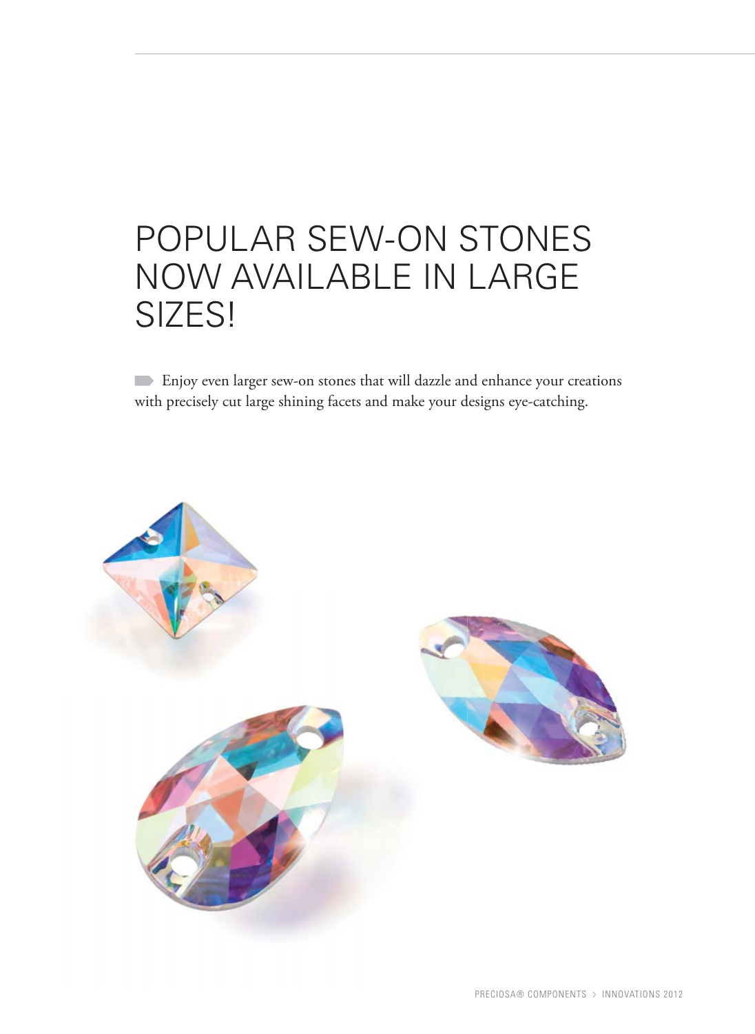# POPULAR SEW-ON STONES NOW AVAILABLE IN LARGE SIZES!

Enjoy even larger sew-on stones that will dazzle and enhance your creations with precisely cut large shining facets and make your designs eye-catching.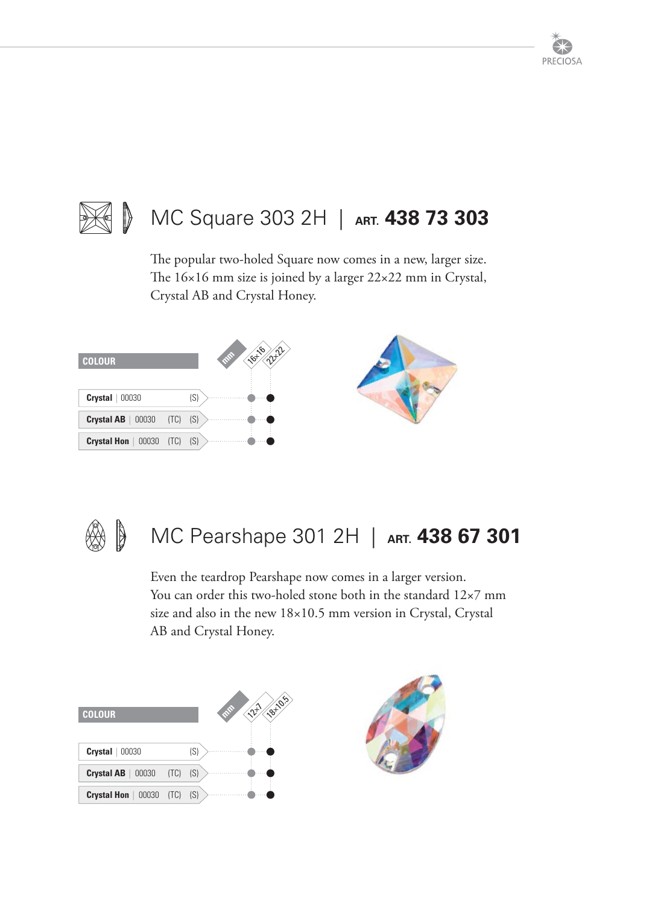## MC Square 303 2H | ART. **438 73 303**

The popular two-holed Square now comes in a new, larger size. The 16×16 mm size is joined by a larger 22×22 mm in Crystal, Crystal AB and Crystal Honey.

| COLOUR | | | 16×16 mm | 22×22 mm |
|---|---|---|---|---|
| **Crystal** \| 00030 | | (S) | ● | ● |
| **Crystal AB** \| 00030 | (TC) | (S) | ● | ● |
| **Crystal Hon** \| 00030 | (TC) | (S) | ● | ● |

## MC Pearshape 301 2H | ART. **438 67 301**

Even the teardrop Pearshape now comes in a larger version. You can order this two-holed stone both in the standard 12×7 mm size and also in the new 18×10.5 mm version in Crystal, Crystal AB and Crystal Honey.

| COLOUR | | | 12×7 mm | 18×10.5 mm |
|---|---|---|---|---|
| **Crystal** \| 00030 | | (S) | ● | ● |
| **Crystal AB** \| 00030 | (TC) | (S) | ● | ● |
| **Crystal Hon** \| 00030 | (TC) | (S) | ● | ● |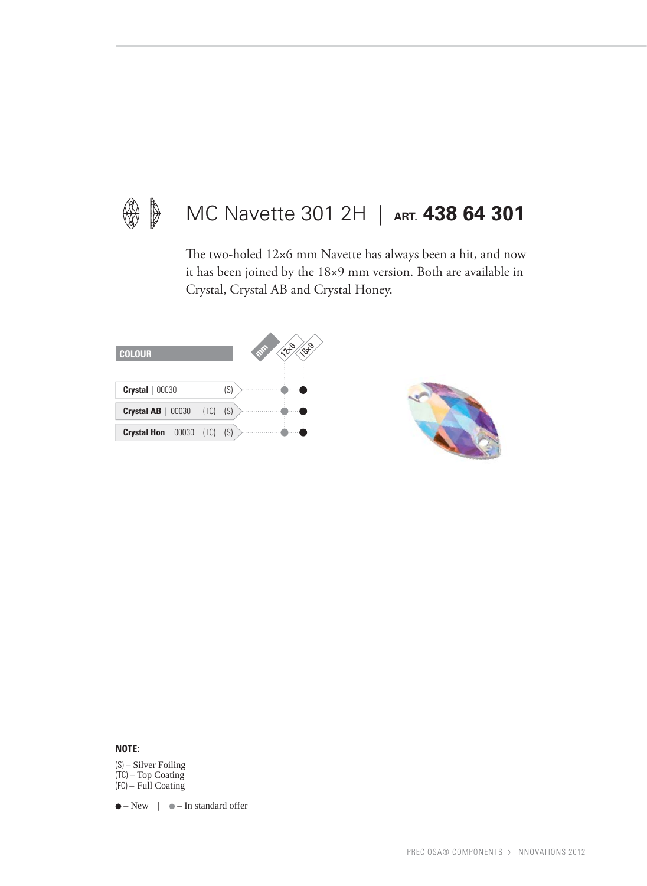# MC Navette 301 2H | ART. **438 64 301**

The two-holed 12×6 mm Navette has always been a hit, and now it has been joined by the 18×9 mm version. Both are available in Crystal, Crystal AB and Crystal Honey.

| COLOUR | 12×6 | 18×9 |
|---|---|---|
| **Crystal** \| 00030 (S) | ● (In standard offer) | ● (New) |
| **Crystal AB** \| 00030 (TC) (S) | ● (In standard offer) | ● (New) |
| **Crystal Hon** \| 00030 (TC) (S) | ● (In standard offer) | ● (New) |

**NOTE:**

(S) – Silver Foiling
(TC) – Top Coating
(FC) – Full Coating

● – New | ● – In standard offer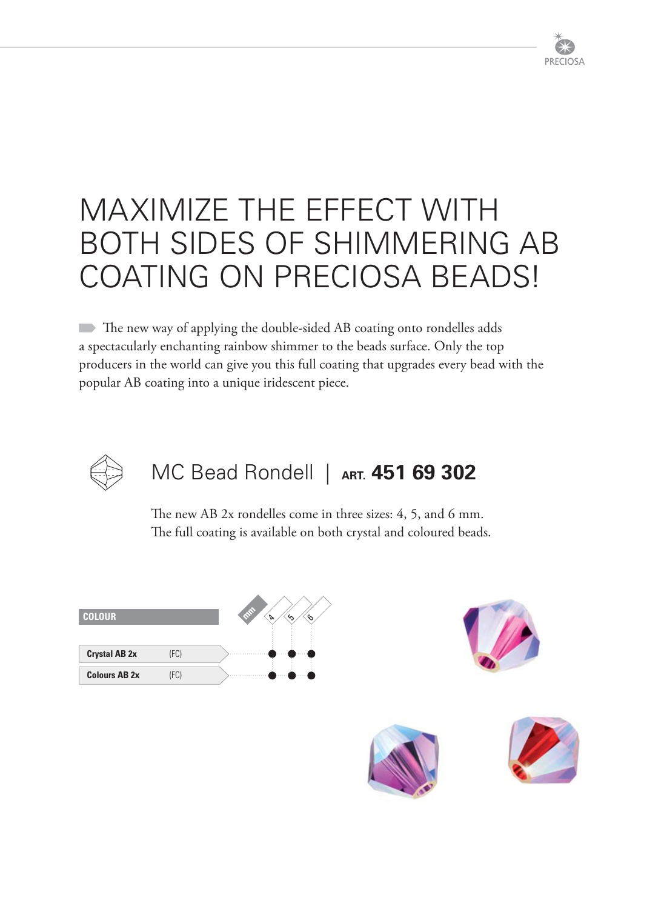# MAXIMIZE THE EFFECT WITH BOTH SIDES OF SHIMMERING AB COATING ON PRECIOSA BEADS!

The new way of applying the double-sided AB coating onto rondelles adds a spectacularly enchanting rainbow shimmer to the beads surface. Only the top producers in the world can give you this full coating that upgrades every bead with the popular AB coating into a unique iridescent piece.

## MC Bead Rondell | ART. **451 69 302**

The new AB 2x rondelles come in three sizes: 4, 5, and 6 mm.
The full coating is available on both crystal and coloured beads.

| COLOUR | | 4 mm | 5 mm | 6 mm |
|---|---|---|---|---|
| **Crystal AB 2x** | (FC) | ● | ● | ● |
| **Colours AB 2x** | (FC) | ● | ● | ● |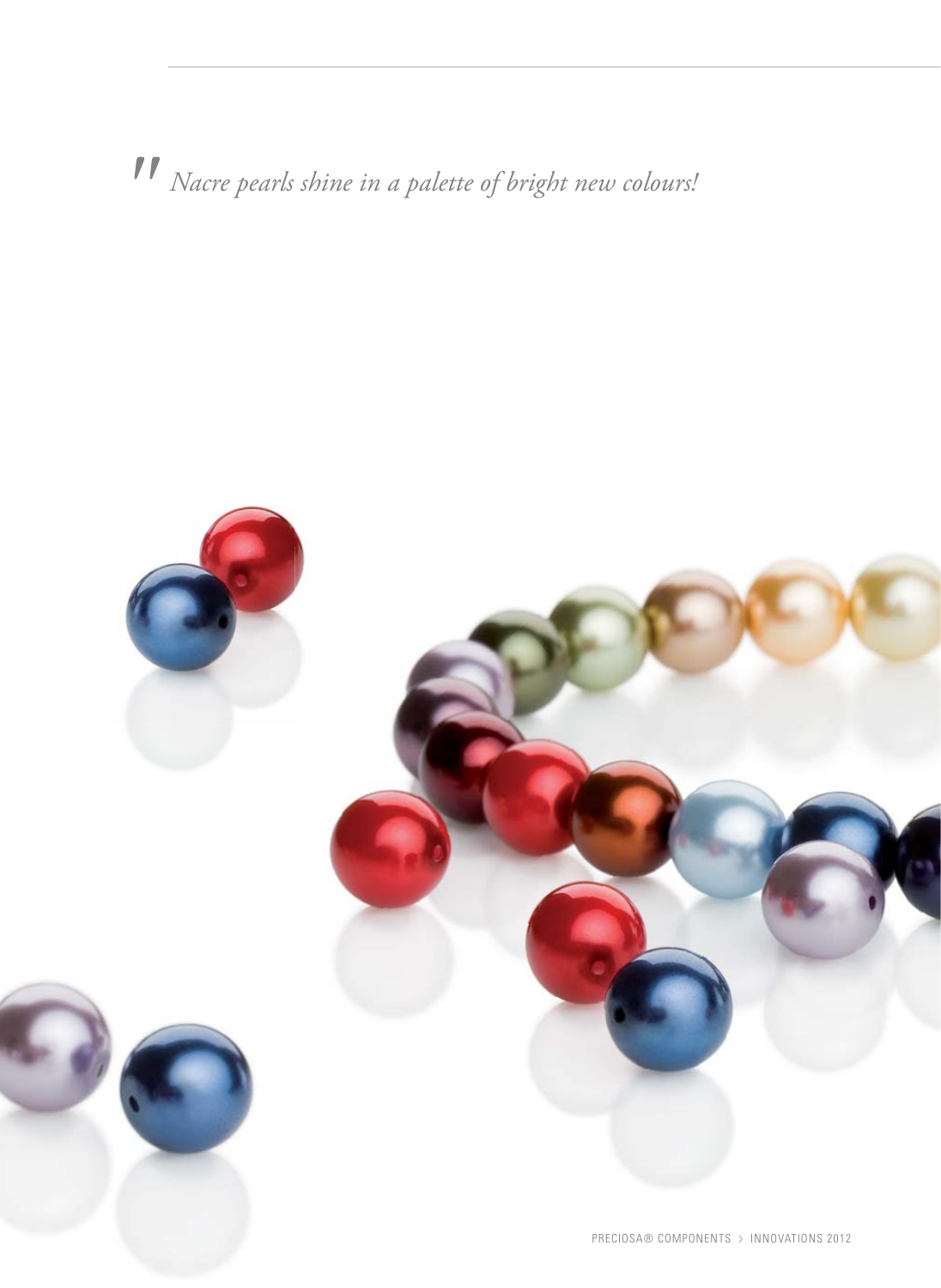*" Nacre pearls shine in a palette of bright new colours!*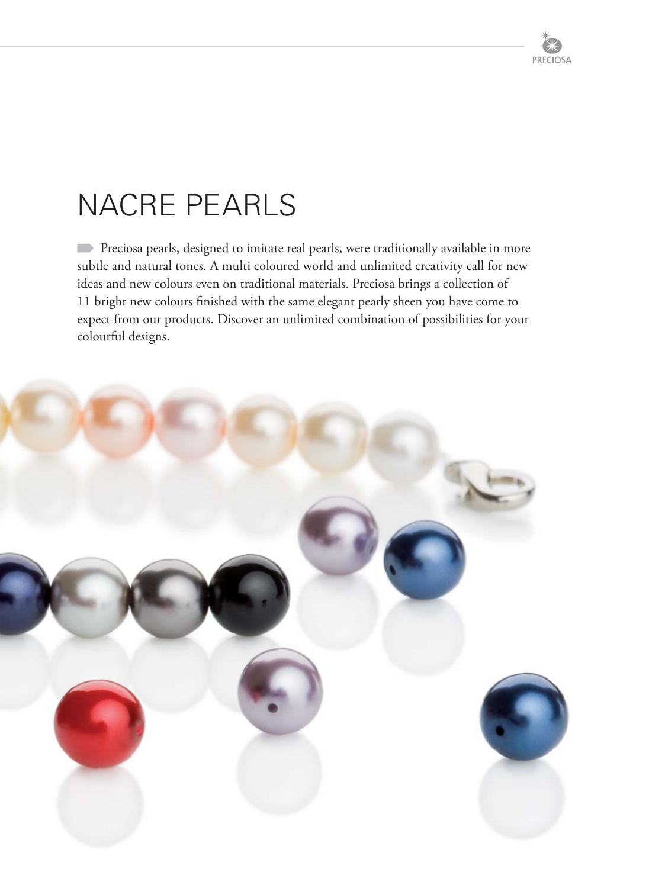# NACRE PEARLS

Preciosa pearls, designed to imitate real pearls, were traditionally available in more subtle and natural tones. A multi coloured world and unlimited creativity call for new ideas and new colours even on traditional materials. Preciosa brings a collection of 11 bright new colours finished with the same elegant pearly sheen you have come to expect from our products. Discover an unlimited combination of possibilities for your colourful designs.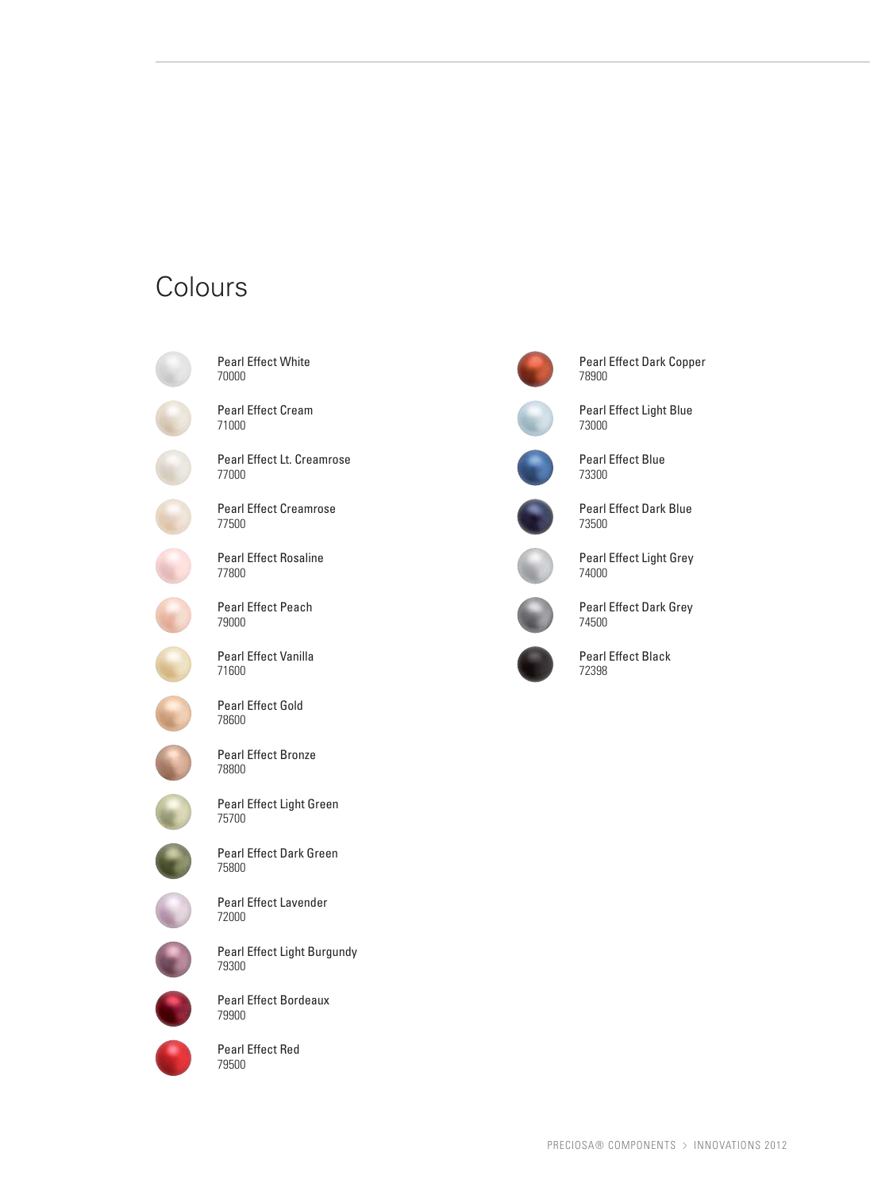# Colours

Pearl Effect White
70000

Pearl Effect Cream
71000

Pearl Effect Lt. Creamrose
77000

Pearl Effect Creamrose
77500

Pearl Effect Rosaline
77800

Pearl Effect Peach
79000

Pearl Effect Vanilla
71600

Pearl Effect Gold
78600

Pearl Effect Bronze
78800

Pearl Effect Light Green
75700

Pearl Effect Dark Green
75800

Pearl Effect Lavender
72000

Pearl Effect Light Burgundy
79300

Pearl Effect Bordeaux
79900

Pearl Effect Red
79500

Pearl Effect Dark Copper
78900

Pearl Effect Light Blue
73000

Pearl Effect Blue
73300

Pearl Effect Dark Blue
73500

Pearl Effect Light Grey
74000

Pearl Effect Dark Grey
74500

Pearl Effect Black
72398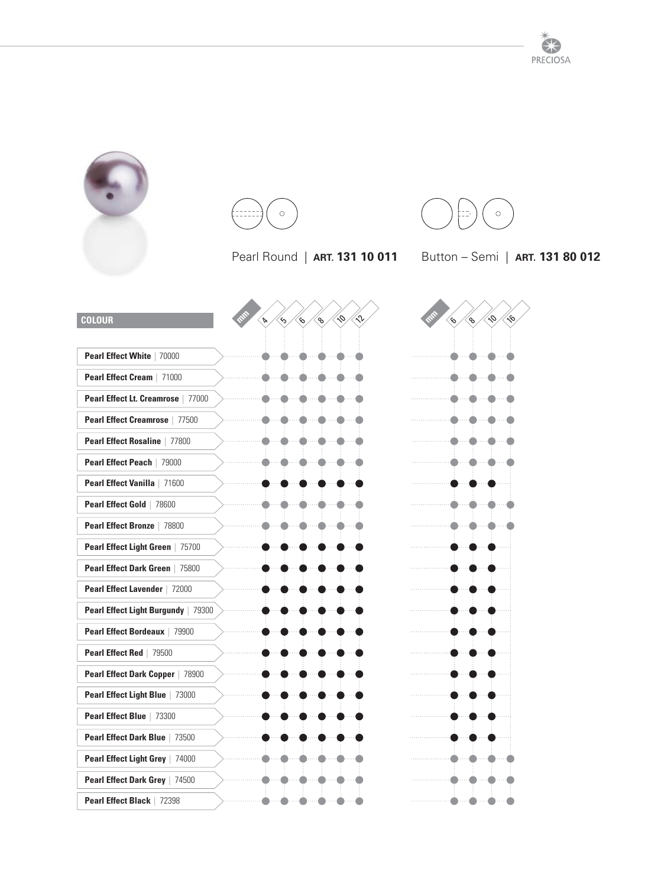Pearl Round | **ART. 131 10 011**

Button – Semi | **ART. 131 80 012**

Legend for this transcription: ○ = grey dot, ● = black dot.

| COLOUR | Pearl Round 4 mm | 5 | 6 | 8 | 10 | 12 | Button – Semi 6 mm | 8 | 10 | 16 |
|---|---|---|---|---|---|---|---|---|---|---|
| **Pearl Effect White** \| 70000 | ○ | ○ | ○ | ○ | ○ | ○ | ○ | ○ | ○ | ○ |
| **Pearl Effect Cream** \| 71000 | ○ | ○ | ○ | ○ | ○ | ○ | ○ | ○ | ○ | ○ |
| **Pearl Effect Lt. Creamrose** \| 77000 | ○ | ○ | ○ | ○ | ○ | ○ | ○ | ○ | ○ | ○ |
| **Pearl Effect Creamrose** \| 77500 | ○ | ○ | ○ | ○ | ○ | ○ | ○ | ○ | ○ | ○ |
| **Pearl Effect Rosaline** \| 77800 | ○ | ○ | ○ | ○ | ○ | ○ | ○ | ○ | ○ | ○ |
| **Pearl Effect Peach** \| 79000 | ○ | ○ | ○ | ○ | ○ | ○ | ○ | ○ | ○ | ○ |
| **Pearl Effect Vanilla** \| 71600 | ● | ● | ● | ● | ● | ● | ● | ● | ● | |
| **Pearl Effect Gold** \| 78600 | ○ | ○ | ○ | ○ | ○ | ○ | ○ | ○ | ○ | ○ |
| **Pearl Effect Bronze** \| 78800 | ○ | ○ | ○ | ○ | ○ | ○ | ○ | ○ | ○ | ○ |
| **Pearl Effect Light Green** \| 75700 | ● | ● | ● | ● | ● | ● | ● | ● | ● | |
| **Pearl Effect Dark Green** \| 75800 | ● | ● | ● | ● | ● | ● | ● | ● | ● | |
| **Pearl Effect Lavender** \| 72000 | ● | ● | ● | ● | ● | ● | ● | ● | ● | |
| **Pearl Effect Light Burgundy** \| 79300 | ● | ● | ● | ● | ● | ● | ● | ● | ● | |
| **Pearl Effect Bordeaux** \| 79900 | ● | ● | ● | ● | ● | ● | ● | ● | ● | |
| **Pearl Effect Red** \| 79500 | ● | ● | ● | ● | ● | ● | ● | ● | ● | |
| **Pearl Effect Dark Copper** \| 78900 | ● | ● | ● | ● | ● | ● | ● | ● | ● | |
| **Pearl Effect Light Blue** \| 73000 | ● | ● | ● | ● | ● | ● | ● | ● | ● | |
| **Pearl Effect Blue** \| 73300 | ● | ● | ● | ● | ● | ● | ● | ● | ● | |
| **Pearl Effect Dark Blue** \| 73500 | ● | ● | ● | ● | ● | ● | ● | ● | ● | |
| **Pearl Effect Light Grey** \| 74000 | ○ | ○ | ○ | ○ | ○ | ○ | ○ | ○ | ○ | ○ |
| **Pearl Effect Dark Grey** \| 74500 | ○ | ○ | ○ | ○ | ○ | ○ | ○ | ○ | ○ | ○ |
| **Pearl Effect Black** \| 72398 | ○ | ○ | ○ | ○ | ○ | ○ | ○ | ○ | ○ | ○ |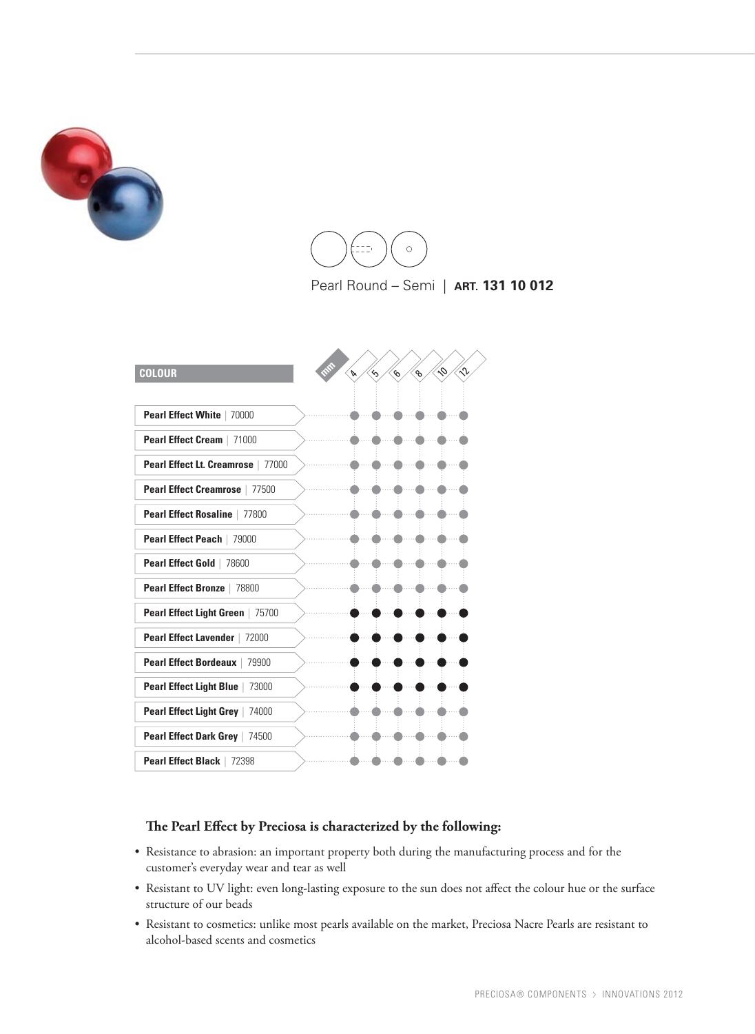Pearl Round – Semi | **ART. 131 10 012**

| COLOUR | 4 | 5 | 6 | 8 | 10 | 12 |
|---|---|---|---|---|---|---|
| **Pearl Effect White** \| 70000 | ● | ● | ● | ● | ● | ● |
| **Pearl Effect Cream** \| 71000 | ● | ● | ● | ● | ● | ● |
| **Pearl Effect Lt. Creamrose** \| 77000 | ● | ● | ● | ● | ● | ● |
| **Pearl Effect Creamrose** \| 77500 | ● | ● | ● | ● | ● | ● |
| **Pearl Effect Rosaline** \| 77800 | ● | ● | ● | ● | ● | ● |
| **Pearl Effect Peach** \| 79000 | ● | ● | ● | ● | ● | ● |
| **Pearl Effect Gold** \| 78600 | ● | ● | ● | ● | ● | ● |
| **Pearl Effect Bronze** \| 78800 | ● | ● | ● | ● | ● | ● |
| **Pearl Effect Light Green** \| 75700 | ● | ● | ● | ● | ● | ● |
| **Pearl Effect Lavender** \| 72000 | ● | ● | ● | ● | ● | ● |
| **Pearl Effect Bordeaux** \| 79900 | ● | ● | ● | ● | ● | ● |
| **Pearl Effect Light Blue** \| 73000 | ● | ● | ● | ● | ● | ● |
| **Pearl Effect Light Grey** \| 74000 | ● | ● | ● | ● | ● | ● |
| **Pearl Effect Dark Grey** \| 74500 | ● | ● | ● | ● | ● | ● |
| **Pearl Effect Black** \| 72398 | ● | ● | ● | ● | ● | ● |

(Sizes in mm)

**The Pearl Effect by Preciosa is characterized by the following:**

- Resistance to abrasion: an important property both during the manufacturing process and for the customer's everyday wear and tear as well
- Resistant to UV light: even long-lasting exposure to the sun does not affect the colour hue or the surface structure of our beads
- Resistant to cosmetics: unlike most pearls available on the market, Preciosa Nacre Pearls are resistant to alcohol-based scents and cosmetics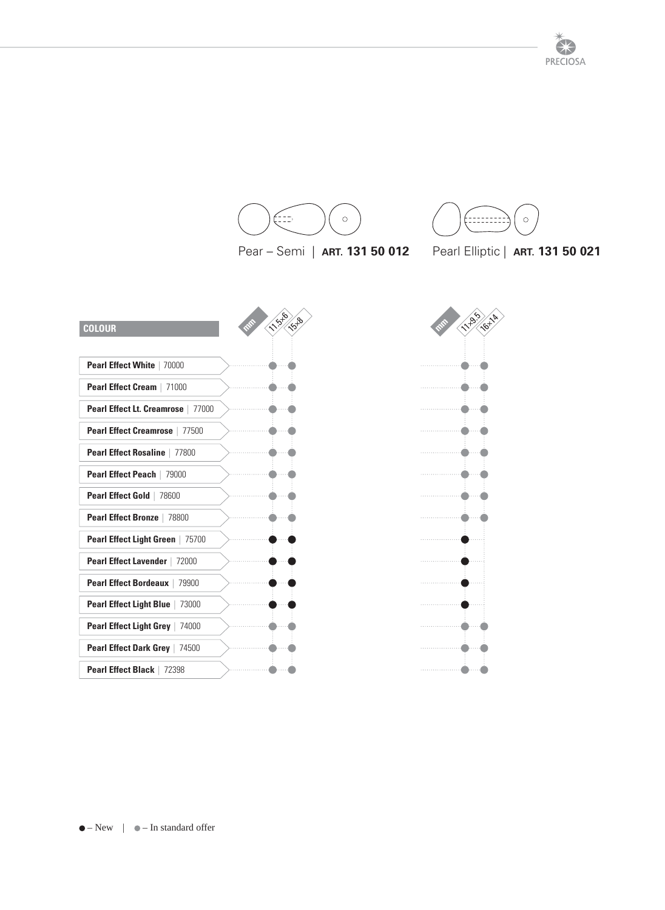Pear – Semi | **ART. 131 50 012**

Pearl Elliptic | **ART. 131 50 021**

| COLOUR | Pear – Semi 11.5×6 mm | Pear – Semi 15×8 mm | Pearl Elliptic 11×9.5 mm | Pearl Elliptic 16×14 mm |
|---|---|---|---|---|
| **Pearl Effect White** \| 70000 | ● | ● | ● | ● |
| **Pearl Effect Cream** \| 71000 | ● | ● | ● | ● |
| **Pearl Effect Lt. Creamrose** \| 77000 | ● | ● | ● | ● |
| **Pearl Effect Creamrose** \| 77500 | ● | ● | ● | ● |
| **Pearl Effect Rosaline** \| 77800 | ● | ● | ● | ● |
| **Pearl Effect Peach** \| 79000 | ● | ● | ● | ● |
| **Pearl Effect Gold** \| 78600 | ● | ● | ● | ● |
| **Pearl Effect Bronze** \| 78800 | ● | ● | ● | ● |
| **Pearl Effect Light Green** \| 75700 | ● (New) | ● (New) | ● (New) | |
| **Pearl Effect Lavender** \| 72000 | ● (New) | ● (New) | ● (New) | |
| **Pearl Effect Bordeaux** \| 79900 | ● (New) | ● (New) | ● (New) | |
| **Pearl Effect Light Blue** \| 73000 | ● (New) | ● (New) | ● (New) | |
| **Pearl Effect Light Grey** \| 74000 | ● | ● | ● | ● |
| **Pearl Effect Dark Grey** \| 74500 | ● | ● | ● | ● |
| **Pearl Effect Black** \| 72398 | ● | ● | ● | ● |

● (New) – New | ● – In standard offer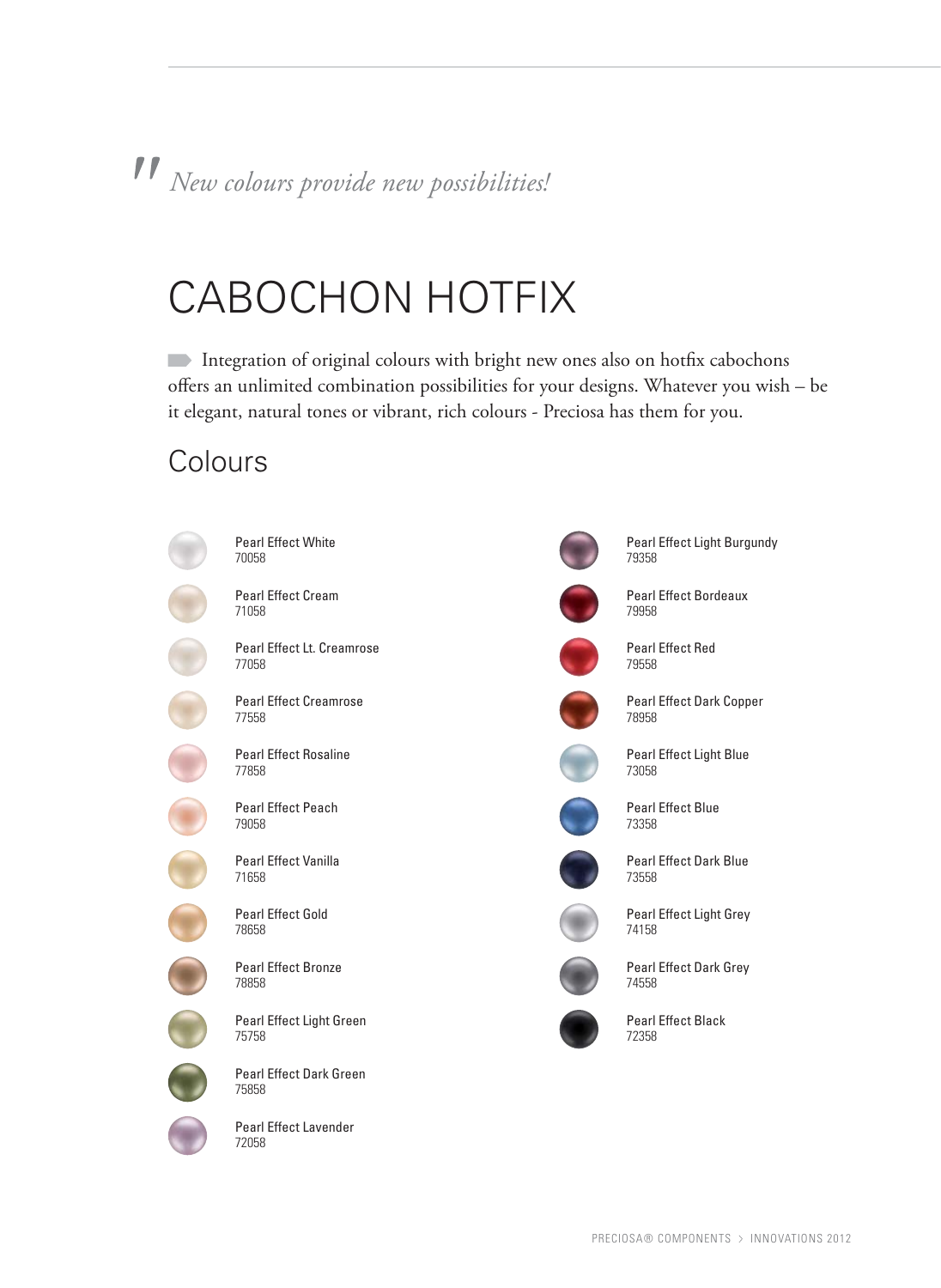*"New colours provide new possibilities!*

# CABOCHON HOTFIX

Integration of original colours with bright new ones also on hotfix cabochons offers an unlimited combination possibilities for your designs. Whatever you wish – be it elegant, natural tones or vibrant, rich colours - Preciosa has them for you.

## Colours

Pearl Effect White
70058

Pearl Effect Cream
71058

Pearl Effect Lt. Creamrose
77058

Pearl Effect Creamrose
77558

Pearl Effect Rosaline
77858

Pearl Effect Peach
79058

Pearl Effect Vanilla
71658

Pearl Effect Gold
78658

Pearl Effect Bronze
78858

Pearl Effect Light Green
75758

Pearl Effect Dark Green
75858

Pearl Effect Lavender
72058

Pearl Effect Light Burgundy
79358

Pearl Effect Bordeaux
79958

Pearl Effect Red
79558

Pearl Effect Dark Copper
78958

Pearl Effect Light Blue
73058

Pearl Effect Blue
73358

Pearl Effect Dark Blue
73558

Pearl Effect Light Grey
74158

Pearl Effect Dark Grey
74558

Pearl Effect Black
72358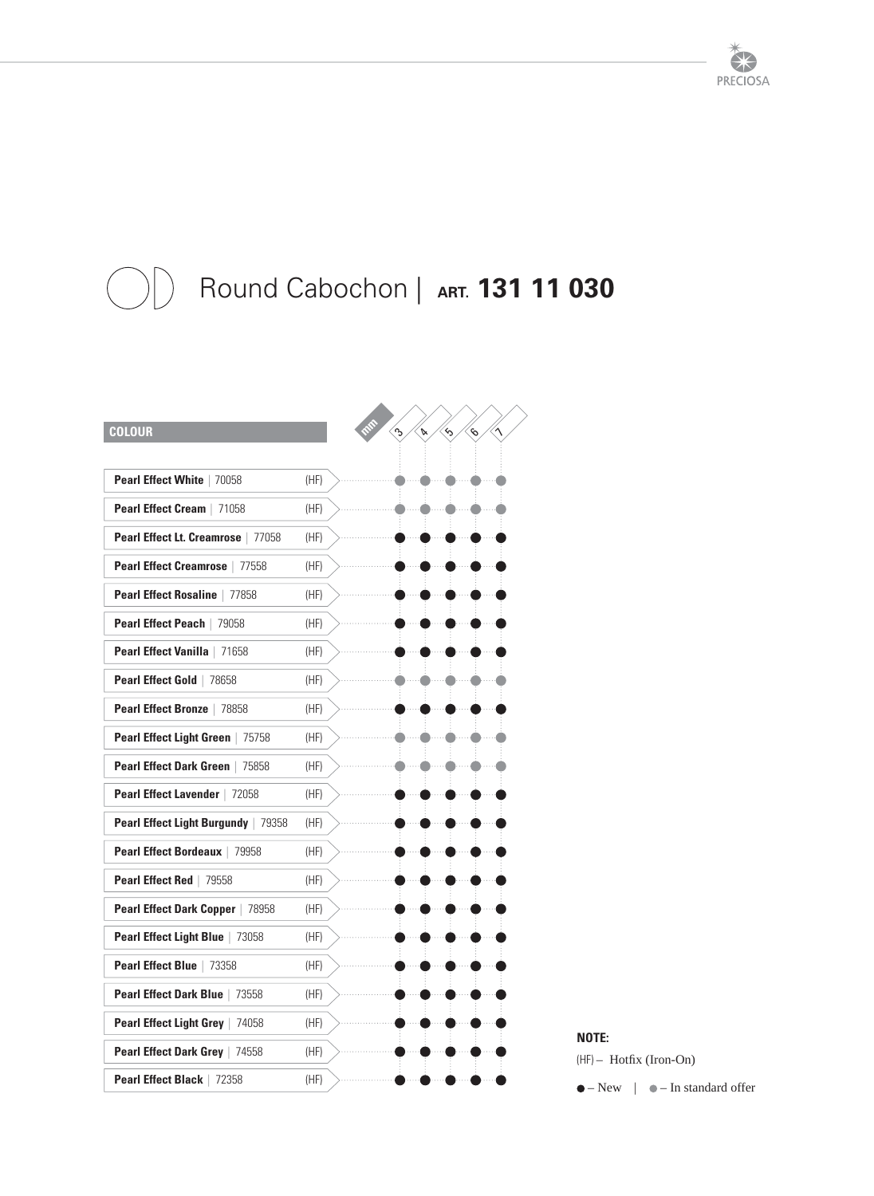# Round Cabochon | ART. **131 11 030**

| COLOUR | | 3 mm | 4 mm | 5 mm | 6 mm | 7 mm |
|---|---|---|---|---|---|---|
| **Pearl Effect White** \| 70058 | (HF) | ● (standard) | ● (standard) | ● (standard) | ● (standard) | ● (standard) |
| **Pearl Effect Cream** \| 71058 | (HF) | ● (standard) | ● (standard) | ● (standard) | ● (standard) | ● (standard) |
| **Pearl Effect Lt. Creamrose** \| 77058 | (HF) | ● (new) | ● (new) | ● (new) | ● (new) | ● (new) |
| **Pearl Effect Creamrose** \| 77558 | (HF) | ● (new) | ● (new) | ● (new) | ● (new) | ● (new) |
| **Pearl Effect Rosaline** \| 77858 | (HF) | ● (new) | ● (new) | ● (new) | ● (new) | ● (new) |
| **Pearl Effect Peach** \| 79058 | (HF) | ● (new) | ● (new) | ● (new) | ● (new) | ● (new) |
| **Pearl Effect Vanilla** \| 71658 | (HF) | ● (new) | ● (new) | ● (new) | ● (new) | ● (new) |
| **Pearl Effect Gold** \| 78658 | (HF) | ● (standard) | ● (standard) | ● (standard) | ● (standard) | ● (standard) |
| **Pearl Effect Bronze** \| 78858 | (HF) | ● (new) | ● (new) | ● (new) | ● (new) | ● (new) |
| **Pearl Effect Light Green** \| 75758 | (HF) | ● (standard) | ● (standard) | ● (standard) | ● (standard) | ● (standard) |
| **Pearl Effect Dark Green** \| 75858 | (HF) | ● (standard) | ● (standard) | ● (standard) | ● (standard) | ● (standard) |
| **Pearl Effect Lavender** \| 72058 | (HF) | ● (new) | ● (new) | ● (new) | ● (new) | ● (new) |
| **Pearl Effect Light Burgundy** \| 79358 | (HF) | ● (new) | ● (new) | ● (new) | ● (new) | ● (new) |
| **Pearl Effect Bordeaux** \| 79958 | (HF) | ● (new) | ● (new) | ● (new) | ● (new) | ● (new) |
| **Pearl Effect Red** \| 79558 | (HF) | ● (new) | ● (new) | ● (new) | ● (new) | ● (new) |
| **Pearl Effect Dark Copper** \| 78958 | (HF) | ● (new) | ● (new) | ● (new) | ● (new) | ● (new) |
| **Pearl Effect Light Blue** \| 73058 | (HF) | ● (new) | ● (new) | ● (new) | ● (new) | ● (new) |
| **Pearl Effect Blue** \| 73358 | (HF) | ● (new) | ● (new) | ● (new) | ● (new) | ● (new) |
| **Pearl Effect Dark Blue** \| 73558 | (HF) | ● (new) | ● (new) | ● (new) | ● (new) | ● (new) |
| **Pearl Effect Light Grey** \| 74058 | (HF) | ● (new) | ● (new) | ● (new) | ● (new) | ● (new) |
| **Pearl Effect Dark Grey** \| 74558 | (HF) | ● (new) | ● (new) | ● (new) | ● (new) | ● (new) |
| **Pearl Effect Black** \| 72358 | (HF) | ● (new) | ● (new) | ● (new) | ● (new) | ● (new) |

**NOTE:**

(HF) – Hotfix (Iron-On)

● – New | ● – In standard offer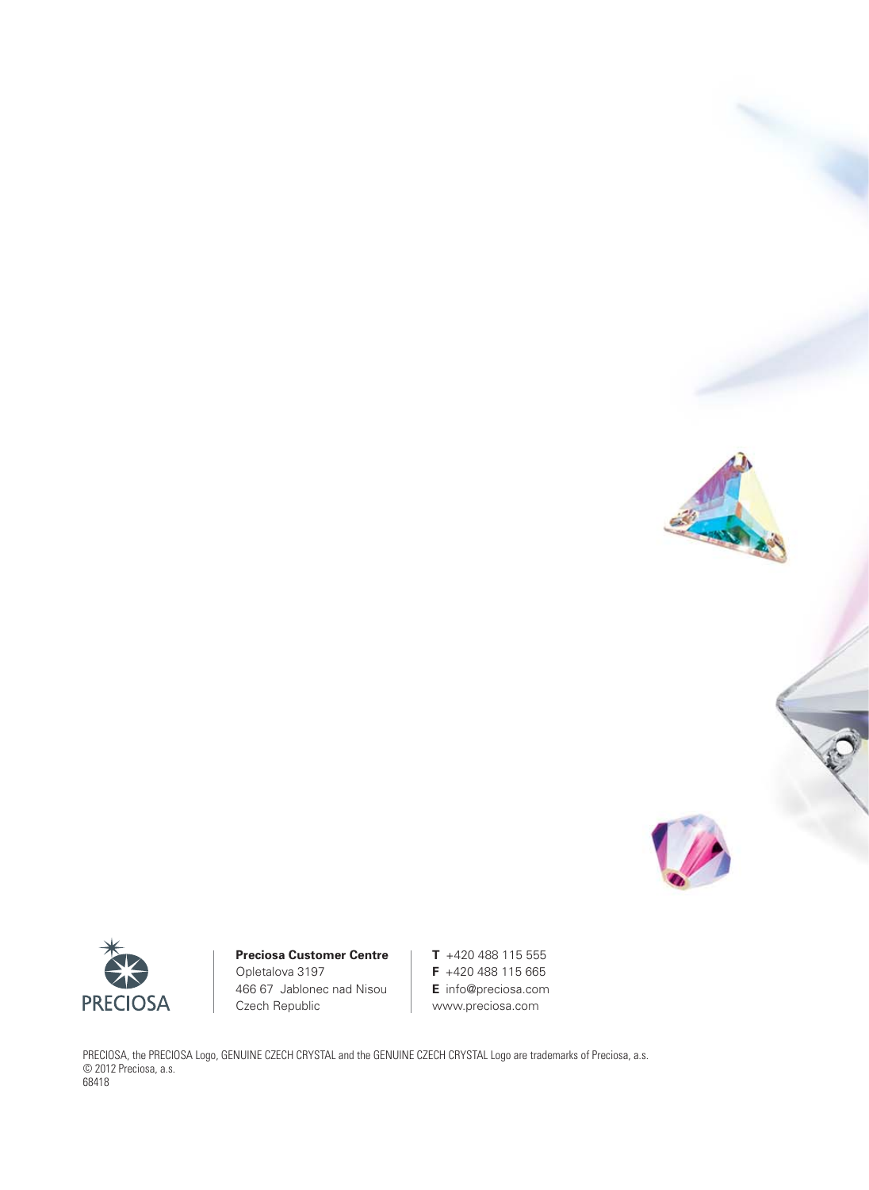PRECIOSA

**Preciosa Customer Centre**
Opletalova 3197
466 67 Jablonec nad Nisou
Czech Republic

**T** +420 488 115 555
**F** +420 488 115 665
**E** info@preciosa.com
www.preciosa.com

PRECIOSA, the PRECIOSA Logo, GENUINE CZECH CRYSTAL and the GENUINE CZECH CRYSTAL Logo are trademarks of Preciosa, a.s.
© 2012 Preciosa, a.s.
68418